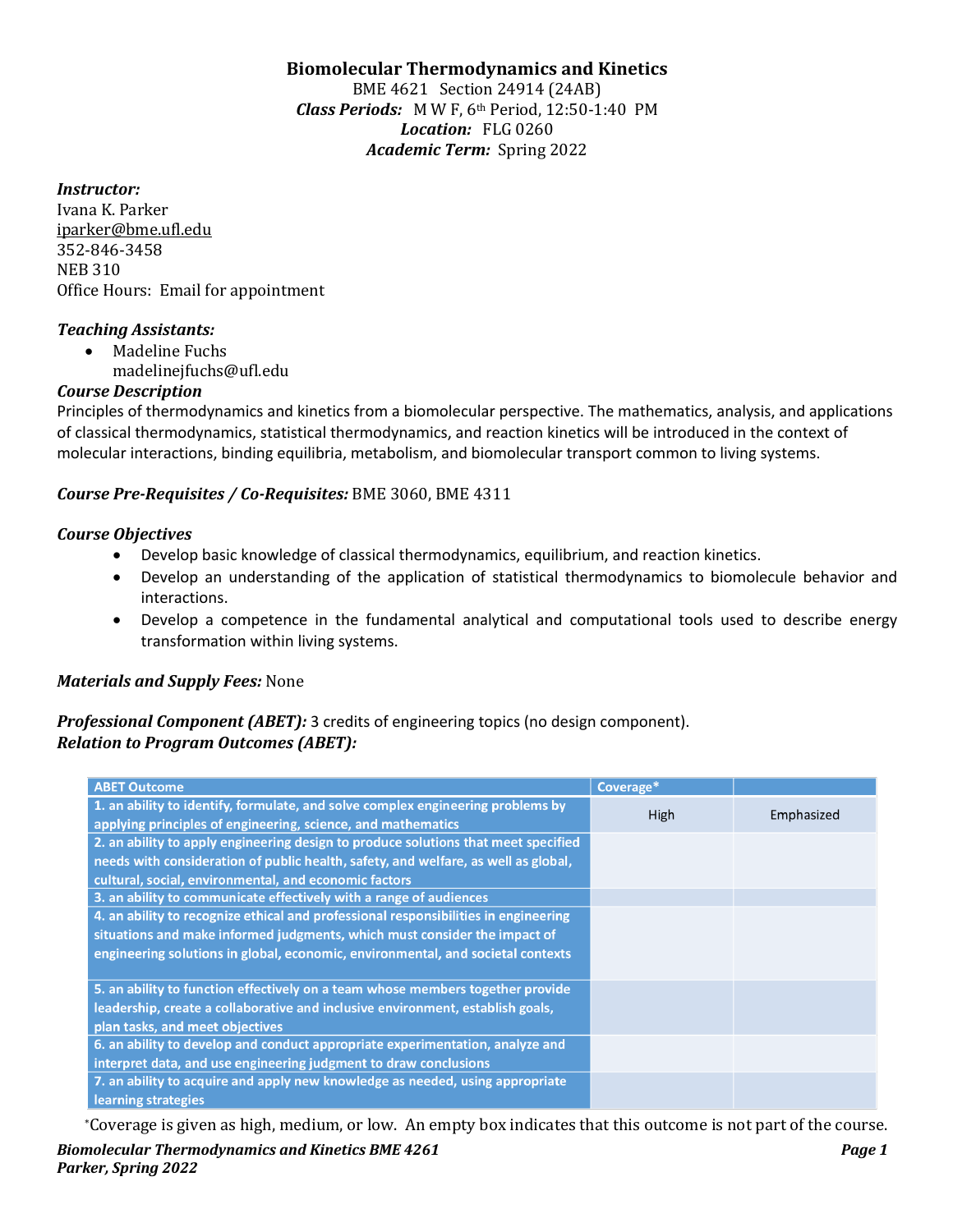# Biomolecular Thermodynamics and Kinetics

BME 4621 Section 24914 (24AB)
***Class Periods:*** M W F, 6th Period, 12:50-1:40 PM
***Location:*** FLG 0260
***Academic Term:*** Spring 2022

***Instructor:***
Ivana K. Parker
iparker@bme.ufl.edu
352-846-3458
NEB 310
Office Hours: Email for appointment

***Teaching Assistants:***

- Madeline Fuchs
  madelinejfuchs@ufl.edu

***Course Description***
Principles of thermodynamics and kinetics from a biomolecular perspective. The mathematics, analysis, and applications of classical thermodynamics, statistical thermodynamics, and reaction kinetics will be introduced in the context of molecular interactions, binding equilibria, metabolism, and biomolecular transport common to living systems.

***Course Pre-Requisites / Co-Requisites:*** BME 3060, BME 4311

***Course Objectives***

- Develop basic knowledge of classical thermodynamics, equilibrium, and reaction kinetics.
- Develop an understanding of the application of statistical thermodynamics to biomolecule behavior and interactions.
- Develop a competence in the fundamental analytical and computational tools used to describe energy transformation within living systems.

***Materials and Supply Fees:*** None

***Professional Component (ABET):*** 3 credits of engineering topics (no design component).
***Relation to Program Outcomes (ABET):***

| ABET Outcome | Coverage* | |
|---|---|---|
| 1. an ability to identify, formulate, and solve complex engineering problems by applying principles of engineering, science, and mathematics | High | Emphasized |
| 2. an ability to apply engineering design to produce solutions that meet specified needs with consideration of public health, safety, and welfare, as well as global, cultural, social, environmental, and economic factors | | |
| 3. an ability to communicate effectively with a range of audiences | | |
| 4. an ability to recognize ethical and professional responsibilities in engineering situations and make informed judgments, which must consider the impact of engineering solutions in global, economic, environmental, and societal contexts | | |
| 5. an ability to function effectively on a team whose members together provide leadership, create a collaborative and inclusive environment, establish goals, plan tasks, and meet objectives | | |
| 6. an ability to develop and conduct appropriate experimentation, analyze and interpret data, and use engineering judgment to draw conclusions | | |
| 7. an ability to acquire and apply new knowledge as needed, using appropriate learning strategies | | |

*Coverage is given as high, medium, or low. An empty box indicates that this outcome is not part of the course.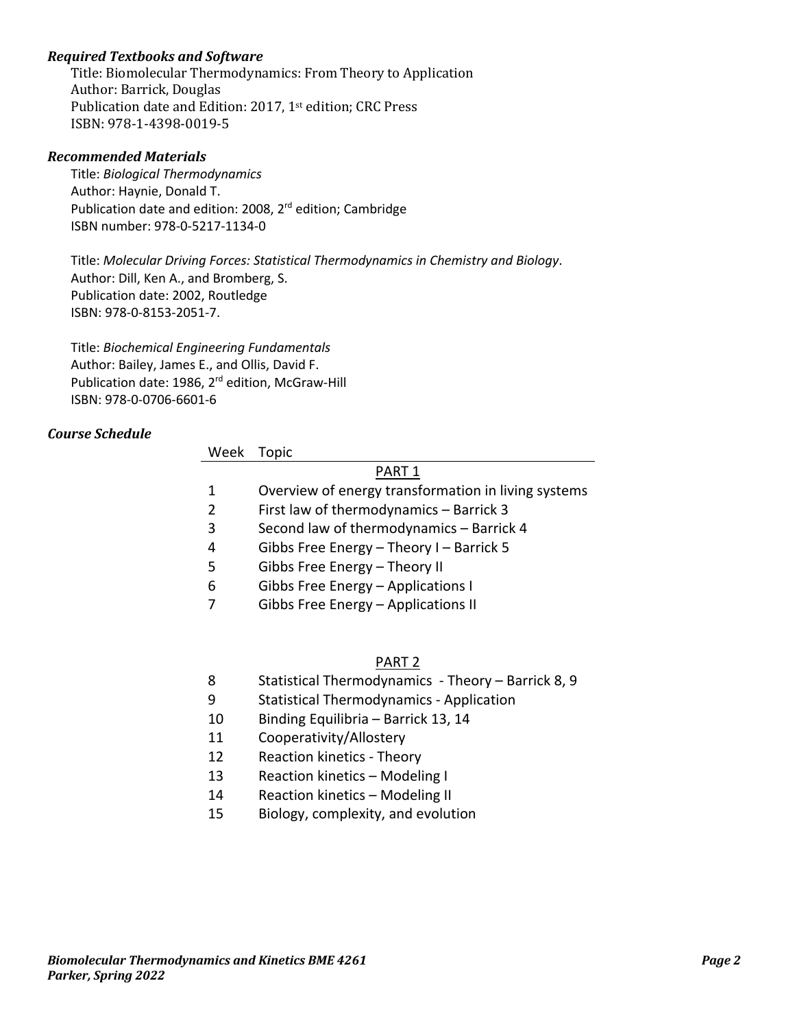### *Required Textbooks and Software*

Title: Biomolecular Thermodynamics: From Theory to Application
Author: Barrick, Douglas
Publication date and Edition: 2017, 1st edition; CRC Press
ISBN: 978-1-4398-0019-5

### *Recommended Materials*

Title: *Biological Thermodynamics*
Author: Haynie, Donald T.
Publication date and edition: 2008, 2rd edition; Cambridge
ISBN number: 978-0-5217-1134-0

Title: *Molecular Driving Forces: Statistical Thermodynamics in Chemistry and Biology*.
Author: Dill, Ken A., and Bromberg, S.
Publication date: 2002, Routledge
ISBN: 978-0-8153-2051-7.

Title: *Biochemical Engineering Fundamentals*
Author: Bailey, James E., and Ollis, David F.
Publication date: 1986, 2rd edition, McGraw-Hill
ISBN: 978-0-0706-6601-6

### *Course Schedule*

| Week | Topic |
|---|---|
| | PART 1 |
| 1 | Overview of energy transformation in living systems |
| 2 | First law of thermodynamics – Barrick 3 |
| 3 | Second law of thermodynamics – Barrick 4 |
| 4 | Gibbs Free Energy – Theory I – Barrick 5 |
| 5 | Gibbs Free Energy – Theory II |
| 6 | Gibbs Free Energy – Applications I |
| 7 | Gibbs Free Energy – Applications II |
| | PART 2 |
| 8 | Statistical Thermodynamics - Theory – Barrick 8, 9 |
| 9 | Statistical Thermodynamics - Application |
| 10 | Binding Equilibria – Barrick 13, 14 |
| 11 | Cooperativity/Allostery |
| 12 | Reaction kinetics - Theory |
| 13 | Reaction kinetics – Modeling I |
| 14 | Reaction kinetics – Modeling II |
| 15 | Biology, complexity, and evolution |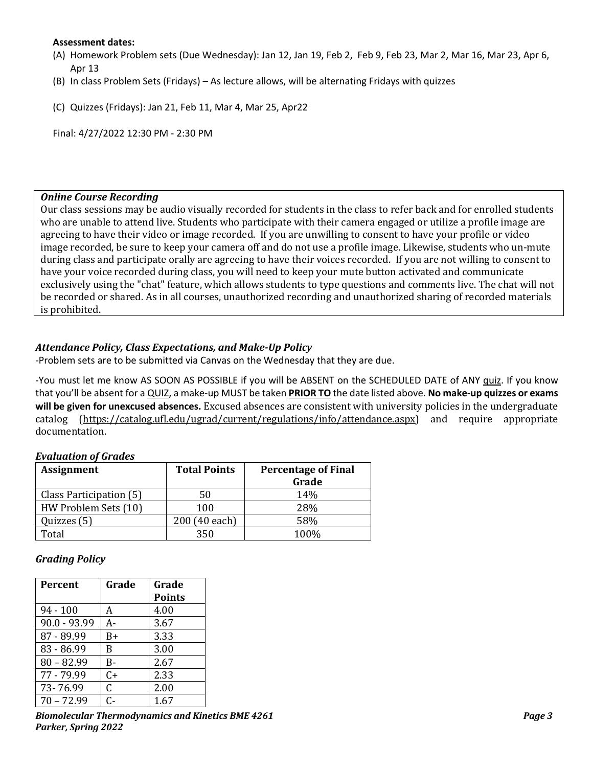**Assessment dates:**

(A) Homework Problem sets (Due Wednesday): Jan 12, Jan 19, Feb 2, Feb 9, Feb 23, Mar 2, Mar 16, Mar 23, Apr 6, Apr 13

(B) In class Problem Sets (Fridays) – As lecture allows, will be alternating Fridays with quizzes

(C) Quizzes (Fridays): Jan 21, Feb 11, Mar 4, Mar 25, Apr22

Final: 4/27/2022 12:30 PM - 2:30 PM

### *Online Course Recording*

Our class sessions may be audio visually recorded for students in the class to refer back and for enrolled students who are unable to attend live. Students who participate with their camera engaged or utilize a profile image are agreeing to have their video or image recorded. If you are unwilling to consent to have your profile or video image recorded, be sure to keep your camera off and do not use a profile image. Likewise, students who un-mute during class and participate orally are agreeing to have their voices recorded. If you are not willing to consent to have your voice recorded during class, you will need to keep your mute button activated and communicate exclusively using the "chat" feature, which allows students to type questions and comments live. The chat will not be recorded or shared. As in all courses, unauthorized recording and unauthorized sharing of recorded materials is prohibited.

### *Attendance Policy, Class Expectations, and Make-Up Policy*

-Problem sets are to be submitted via Canvas on the Wednesday that they are due.

-You must let me know AS SOON AS POSSIBLE if you will be ABSENT on the SCHEDULED DATE of ANY quiz. If you know that you'll be absent for a QUIZ, a make-up MUST be taken **PRIOR TO** the date listed above. **No make-up quizzes or exams will be given for unexcused absences.** Excused absences are consistent with university policies in the undergraduate catalog (https://catalog.ufl.edu/ugrad/current/regulations/info/attendance.aspx) and require appropriate documentation.

### *Evaluation of Grades*

| Assignment | Total Points | Percentage of Final Grade |
|---|---|---|
| Class Participation (5) | 50 | 14% |
| HW Problem Sets (10) | 100 | 28% |
| Quizzes (5) | 200 (40 each) | 58% |
| Total | 350 | 100% |

### *Grading Policy*

| Percent | Grade | Grade Points |
|---|---|---|
| 94 - 100 | A | 4.00 |
| 90.0 - 93.99 | A- | 3.67 |
| 87 - 89.99 | B+ | 3.33 |
| 83 - 86.99 | B | 3.00 |
| 80 – 82.99 | B- | 2.67 |
| 77 - 79.99 | C+ | 2.33 |
| 73- 76.99 | C | 2.00 |
| 70 – 72.99 | C- | 1.67 |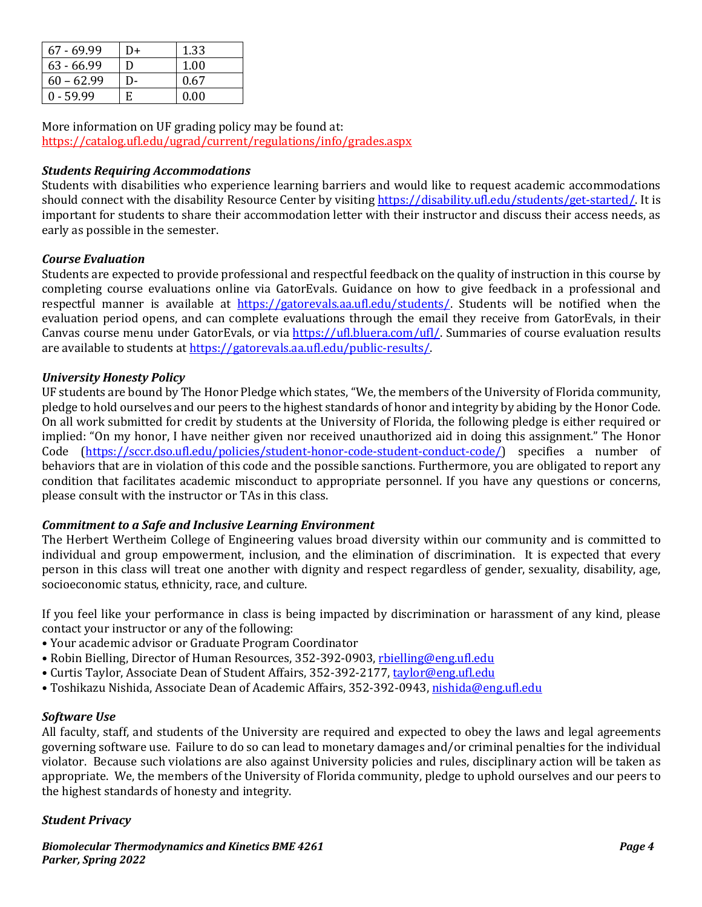| | | |
|---|---|---|
| 67 - 69.99 | D+ | 1.33 |
| 63 - 66.99 | D | 1.00 |
| 60 – 62.99 | D- | 0.67 |
| 0 - 59.99 | E | 0.00 |

More information on UF grading policy may be found at:
https://catalog.ufl.edu/ugrad/current/regulations/info/grades.aspx

***Students Requiring Accommodations***

Students with disabilities who experience learning barriers and would like to request academic accommodations should connect with the disability Resource Center by visiting https://disability.ufl.edu/students/get-started/. It is important for students to share their accommodation letter with their instructor and discuss their access needs, as early as possible in the semester.

***Course Evaluation***

Students are expected to provide professional and respectful feedback on the quality of instruction in this course by completing course evaluations online via GatorEvals. Guidance on how to give feedback in a professional and respectful manner is available at https://gatorevals.aa.ufl.edu/students/. Students will be notified when the evaluation period opens, and can complete evaluations through the email they receive from GatorEvals, in their Canvas course menu under GatorEvals, or via https://ufl.bluera.com/ufl/. Summaries of course evaluation results are available to students at https://gatorevals.aa.ufl.edu/public-results/.

***University Honesty Policy***

UF students are bound by The Honor Pledge which states, "We, the members of the University of Florida community, pledge to hold ourselves and our peers to the highest standards of honor and integrity by abiding by the Honor Code. On all work submitted for credit by students at the University of Florida, the following pledge is either required or implied: "On my honor, I have neither given nor received unauthorized aid in doing this assignment." The Honor Code (https://sccr.dso.ufl.edu/policies/student-honor-code-student-conduct-code/) specifies a number of behaviors that are in violation of this code and the possible sanctions. Furthermore, you are obligated to report any condition that facilitates academic misconduct to appropriate personnel. If you have any questions or concerns, please consult with the instructor or TAs in this class.

***Commitment to a Safe and Inclusive Learning Environment***

The Herbert Wertheim College of Engineering values broad diversity within our community and is committed to individual and group empowerment, inclusion, and the elimination of discrimination. It is expected that every person in this class will treat one another with dignity and respect regardless of gender, sexuality, disability, age, socioeconomic status, ethnicity, race, and culture.

If you feel like your performance in class is being impacted by discrimination or harassment of any kind, please contact your instructor or any of the following:

- Your academic advisor or Graduate Program Coordinator
- Robin Bielling, Director of Human Resources, 352-392-0903, rbielling@eng.ufl.edu
- Curtis Taylor, Associate Dean of Student Affairs, 352-392-2177, taylor@eng.ufl.edu
- Toshikazu Nishida, Associate Dean of Academic Affairs, 352-392-0943, nishida@eng.ufl.edu

***Software Use***

All faculty, staff, and students of the University are required and expected to obey the laws and legal agreements governing software use. Failure to do so can lead to monetary damages and/or criminal penalties for the individual violator. Because such violations are also against University policies and rules, disciplinary action will be taken as appropriate. We, the members of the University of Florida community, pledge to uphold ourselves and our peers to the highest standards of honesty and integrity.

***Student Privacy***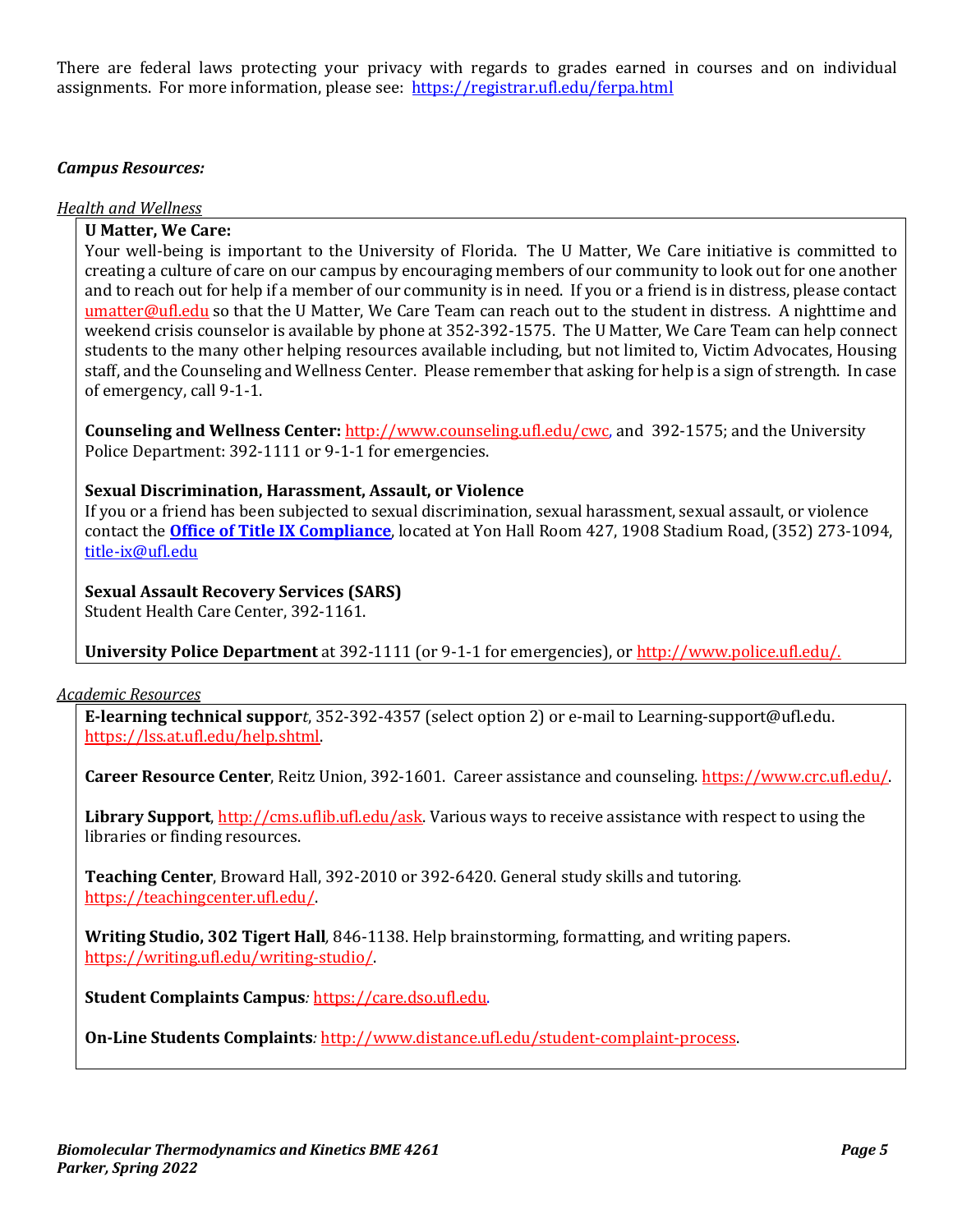There are federal laws protecting your privacy with regards to grades earned in courses and on individual assignments. For more information, please see: https://registrar.ufl.edu/ferpa.html

***Campus Resources:***

*Health and Wellness*

**U Matter, We Care:**
Your well-being is important to the University of Florida. The U Matter, We Care initiative is committed to creating a culture of care on our campus by encouraging members of our community to look out for one another and to reach out for help if a member of our community is in need. If you or a friend is in distress, please contact umatter@ufl.edu so that the U Matter, We Care Team can reach out to the student in distress. A nighttime and weekend crisis counselor is available by phone at 352-392-1575. The U Matter, We Care Team can help connect students to the many other helping resources available including, but not limited to, Victim Advocates, Housing staff, and the Counseling and Wellness Center. Please remember that asking for help is a sign of strength. In case of emergency, call 9-1-1.

**Counseling and Wellness Center:** http://www.counseling.ufl.edu/cwc, and 392-1575; and the University Police Department: 392-1111 or 9-1-1 for emergencies.

**Sexual Discrimination, Harassment, Assault, or Violence**
If you or a friend has been subjected to sexual discrimination, sexual harassment, sexual assault, or violence contact the **Office of Title IX Compliance**, located at Yon Hall Room 427, 1908 Stadium Road, (352) 273-1094, title-ix@ufl.edu

**Sexual Assault Recovery Services (SARS)**
Student Health Care Center, 392-1161.

**University Police Department** at 392-1111 (or 9-1-1 for emergencies), or http://www.police.ufl.edu/.

*Academic Resources*

**E-learning technical suppor***t*, 352-392-4357 (select option 2) or e-mail to Learning-support@ufl.edu. https://lss.at.ufl.edu/help.shtml.

**Career Resource Center**, Reitz Union, 392-1601. Career assistance and counseling. https://www.crc.ufl.edu/.

**Library Support**, http://cms.uflib.ufl.edu/ask. Various ways to receive assistance with respect to using the libraries or finding resources.

**Teaching Center**, Broward Hall, 392-2010 or 392-6420. General study skills and tutoring. https://teachingcenter.ufl.edu/.

**Writing Studio, 302 Tigert Hall***,* 846-1138. Help brainstorming, formatting, and writing papers. https://writing.ufl.edu/writing-studio/.

**Student Complaints Campus***:* https://care.dso.ufl.edu.

**On-Line Students Complaints***:* http://www.distance.ufl.edu/student-complaint-process.